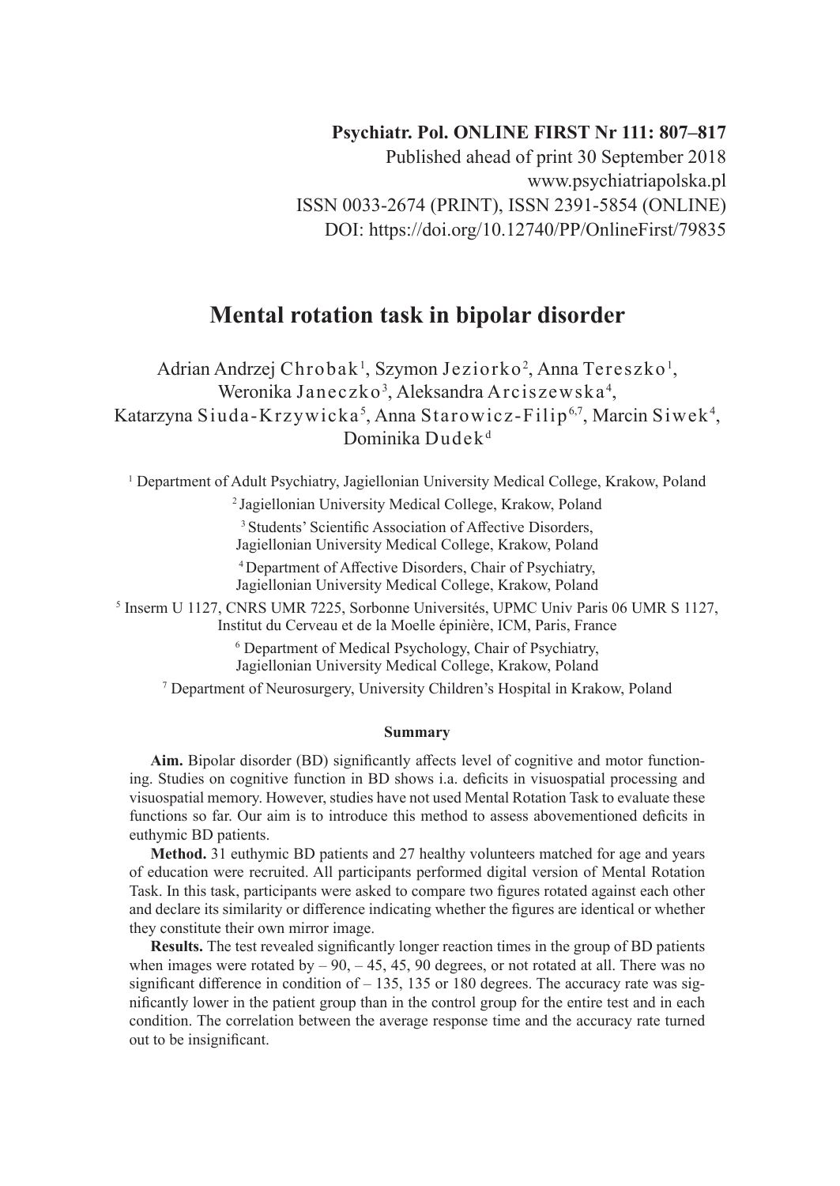Psychiatr. Pol. ONLINE FIRST Nr 111: 807–817
Published ahead of print 30 September 2018
www.psychiatriapolska.pl
ISSN 0033-2674 (PRINT), ISSN 2391-5854 (ONLINE)
DOI: https://doi.org/10.12740/PP/OnlineFirst/79835

# Mental rotation task in bipolar disorder

Adrian Andrzej Chrobak[1], Szymon Jeziorko[2], Anna Tereszko[1], Weronika Janeczko[3], Aleksandra Arciszewska[4], Katarzyna Siuda-Krzywicka[5], Anna Starowicz-Filip[6,7], Marcin Siwek[4], Dominika Dudek[d]

[1] Department of Adult Psychiatry, Jagiellonian University Medical College, Krakow, Poland

[2] Jagiellonian University Medical College, Krakow, Poland

[3] Students' Scientific Association of Affective Disorders, Jagiellonian University Medical College, Krakow, Poland

[4] Department of Affective Disorders, Chair of Psychiatry, Jagiellonian University Medical College, Krakow, Poland

[5] Inserm U 1127, CNRS UMR 7225, Sorbonne Universités, UPMC Univ Paris 06 UMR S 1127, Institut du Cerveau et de la Moelle épinière, ICM, Paris, France

[6] Department of Medical Psychology, Chair of Psychiatry, Jagiellonian University Medical College, Krakow, Poland

[7] Department of Neurosurgery, University Children's Hospital in Krakow, Poland

#### Summary

**Aim.** Bipolar disorder (BD) significantly affects level of cognitive and motor functioning. Studies on cognitive function in BD shows i.a. deficits in visuospatial processing and visuospatial memory. However, studies have not used Mental Rotation Task to evaluate these functions so far. Our aim is to introduce this method to assess abovementioned deficits in euthymic BD patients.

**Method.** 31 euthymic BD patients and 27 healthy volunteers matched for age and years of education were recruited. All participants performed digital version of Mental Rotation Task. In this task, participants were asked to compare two figures rotated against each other and declare its similarity or difference indicating whether the figures are identical or whether they constitute their own mirror image.

**Results.** The test revealed significantly longer reaction times in the group of BD patients when images were rotated by – 90, – 45, 45, 90 degrees, or not rotated at all. There was no significant difference in condition of – 135, 135 or 180 degrees. The accuracy rate was significantly lower in the patient group than in the control group for the entire test and in each condition. The correlation between the average response time and the accuracy rate turned out to be insignificant.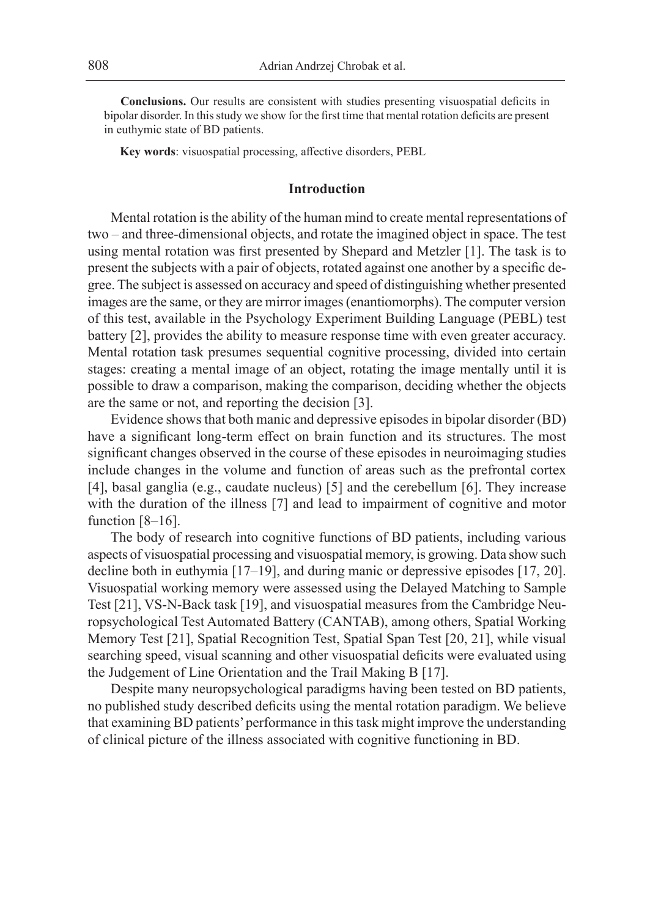**Conclusions.** Our results are consistent with studies presenting visuospatial deficits in bipolar disorder. In this study we show for the first time that mental rotation deficits are present in euthymic state of BD patients.

**Key words**: visuospatial processing, affective disorders, PEBL

## Introduction

Mental rotation is the ability of the human mind to create mental representations of two – and three-dimensional objects, and rotate the imagined object in space. The test using mental rotation was first presented by Shepard and Metzler [1]. The task is to present the subjects with a pair of objects, rotated against one another by a specific degree. The subject is assessed on accuracy and speed of distinguishing whether presented images are the same, or they are mirror images (enantiomorphs). The computer version of this test, available in the Psychology Experiment Building Language (PEBL) test battery [2], provides the ability to measure response time with even greater accuracy. Mental rotation task presumes sequential cognitive processing, divided into certain stages: creating a mental image of an object, rotating the image mentally until it is possible to draw a comparison, making the comparison, deciding whether the objects are the same or not, and reporting the decision [3].

Evidence shows that both manic and depressive episodes in bipolar disorder (BD) have a significant long-term effect on brain function and its structures. The most significant changes observed in the course of these episodes in neuroimaging studies include changes in the volume and function of areas such as the prefrontal cortex [4], basal ganglia (e.g., caudate nucleus) [5] and the cerebellum [6]. They increase with the duration of the illness [7] and lead to impairment of cognitive and motor function [8–16].

The body of research into cognitive functions of BD patients, including various aspects of visuospatial processing and visuospatial memory, is growing. Data show such decline both in euthymia [17–19], and during manic or depressive episodes [17, 20]. Visuospatial working memory were assessed using the Delayed Matching to Sample Test [21], VS-N-Back task [19], and visuospatial measures from the Cambridge Neuropsychological Test Automated Battery (CANTAB), among others, Spatial Working Memory Test [21], Spatial Recognition Test, Spatial Span Test [20, 21], while visual searching speed, visual scanning and other visuospatial deficits were evaluated using the Judgement of Line Orientation and the Trail Making B [17].

Despite many neuropsychological paradigms having been tested on BD patients, no published study described deficits using the mental rotation paradigm. We believe that examining BD patients' performance in this task might improve the understanding of clinical picture of the illness associated with cognitive functioning in BD.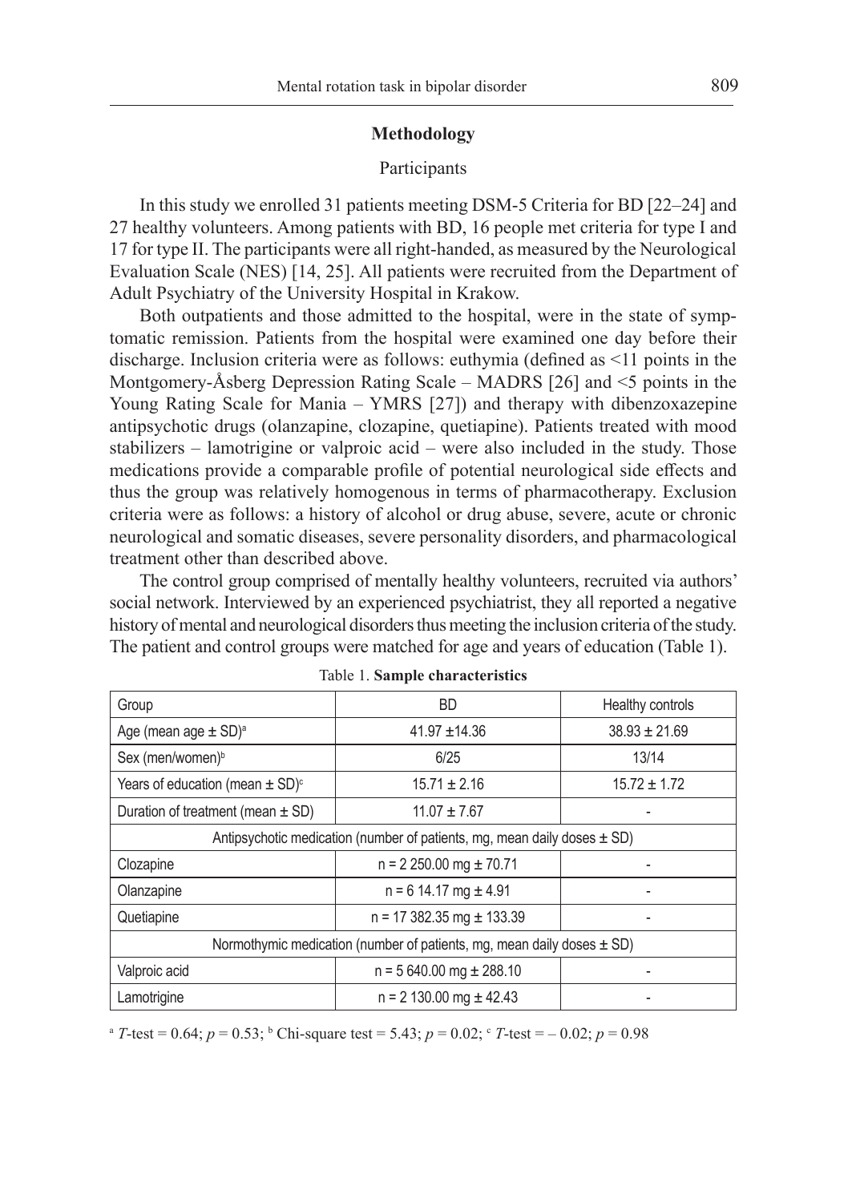## Methodology

### Participants

In this study we enrolled 31 patients meeting DSM-5 Criteria for BD [22–24] and 27 healthy volunteers. Among patients with BD, 16 people met criteria for type I and 17 for type II. The participants were all right-handed, as measured by the Neurological Evaluation Scale (NES) [14, 25]. All patients were recruited from the Department of Adult Psychiatry of the University Hospital in Krakow.

Both outpatients and those admitted to the hospital, were in the state of symptomatic remission. Patients from the hospital were examined one day before their discharge. Inclusion criteria were as follows: euthymia (defined as <11 points in the Montgomery-Åsberg Depression Rating Scale – MADRS [26] and <5 points in the Young Rating Scale for Mania – YMRS [27]) and therapy with dibenzoxazepine antipsychotic drugs (olanzapine, clozapine, quetiapine). Patients treated with mood stabilizers – lamotrigine or valproic acid – were also included in the study. Those medications provide a comparable profile of potential neurological side effects and thus the group was relatively homogenous in terms of pharmacotherapy. Exclusion criteria were as follows: a history of alcohol or drug abuse, severe, acute or chronic neurological and somatic diseases, severe personality disorders, and pharmacological treatment other than described above.

The control group comprised of mentally healthy volunteers, recruited via authors' social network. Interviewed by an experienced psychiatrist, they all reported a negative history of mental and neurological disorders thus meeting the inclusion criteria of the study. The patient and control groups were matched for age and years of education (Table 1).

Table 1. **Sample characteristics**

| Group | BD | Healthy controls |
|---|---|---|
| Age (mean age ± SD)[a] | 41.97 ±14.36 | 38.93 ± 21.69 |
| Sex (men/women)[b] | 6/25 | 13/14 |
| Years of education (mean ± SD)[c] | 15.71 ± 2.16 | 15.72 ± 1.72 |
| Duration of treatment (mean ± SD) | 11.07 ± 7.67 | - |
| Antipsychotic medication (number of patients, mg, mean daily doses ± SD) | | |
| Clozapine | n = 2 250.00 mg ± 70.71 | - |
| Olanzapine | n = 6 14.17 mg ± 4.91 | - |
| Quetiapine | n = 17 382.35 mg ± 133.39 | - |
| Normothymic medication (number of patients, mg, mean daily doses ± SD) | | |
| Valproic acid | n = 5 640.00 mg ± 288.10 | - |
| Lamotrigine | n = 2 130.00 mg ± 42.43 | - |

[a] *T*-test = 0.64; $p = 0.53$; [b] Chi-square test = 5.43; $p = 0.02$; [c] *T*-test = – 0.02; $p = 0.98$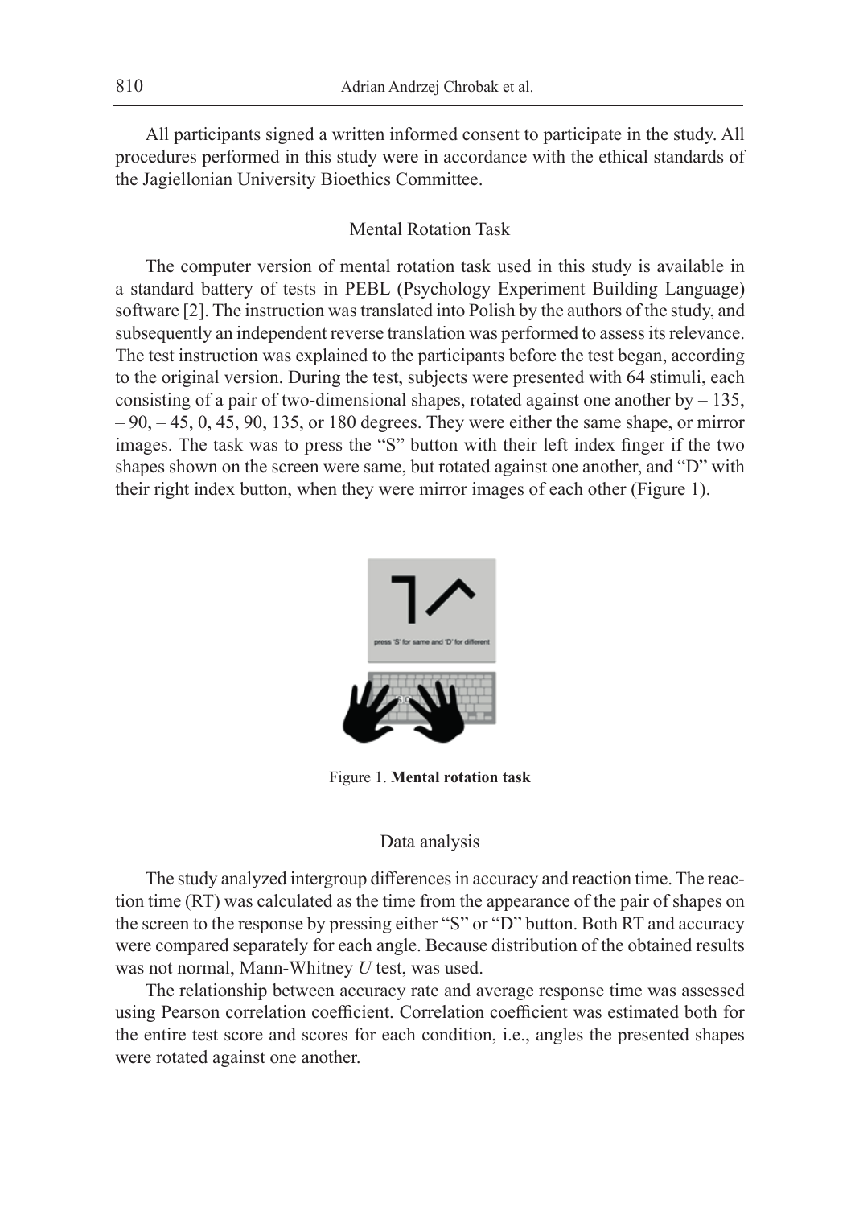All participants signed a written informed consent to participate in the study. All procedures performed in this study were in accordance with the ethical standards of the Jagiellonian University Bioethics Committee.

### Mental Rotation Task

The computer version of mental rotation task used in this study is available in a standard battery of tests in PEBL (Psychology Experiment Building Language) software [2]. The instruction was translated into Polish by the authors of the study, and subsequently an independent reverse translation was performed to assess its relevance. The test instruction was explained to the participants before the test began, according to the original version. During the test, subjects were presented with 64 stimuli, each consisting of a pair of two-dimensional shapes, rotated against one another by – 135, – 90, – 45, 0, 45, 90, 135, or 180 degrees. They were either the same shape, or mirror images. The task was to press the "S" button with their left index finger if the two shapes shown on the screen were same, but rotated against one another, and "D" with their right index button, when they were mirror images of each other (Figure 1).

Figure 1. **Mental rotation task**

### Data analysis

The study analyzed intergroup differences in accuracy and reaction time. The reaction time (RT) was calculated as the time from the appearance of the pair of shapes on the screen to the response by pressing either "S" or "D" button. Both RT and accuracy were compared separately for each angle. Because distribution of the obtained results was not normal, Mann-Whitney *U* test, was used.

The relationship between accuracy rate and average response time was assessed using Pearson correlation coefficient. Correlation coefficient was estimated both for the entire test score and scores for each condition, i.e., angles the presented shapes were rotated against one another.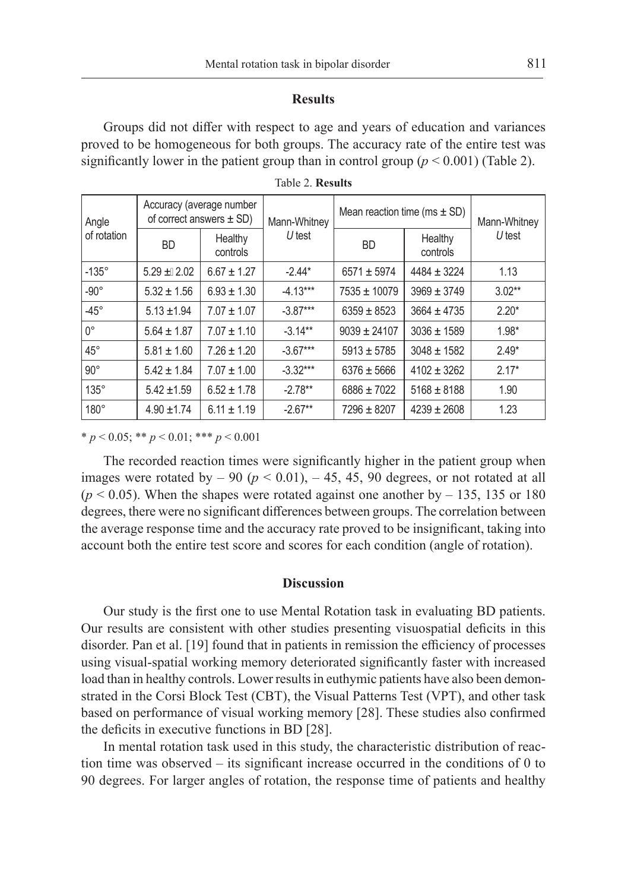## Results

Groups did not differ with respect to age and years of education and variances proved to be homogeneous for both groups. The accuracy rate of the entire test was significantly lower in the patient group than in control group ($p < 0.001$) (Table 2).

Table 2. **Results**

| Angle of rotation | Accuracy (average number of correct answers ± SD) | | Mann-Whitney *U* test | Mean reaction time (ms ± SD) | | Mann-Whitney *U* test |
|---|---|---|---|---|---|---|
| | BD | Healthy controls | | BD | Healthy controls | |
| -135° | 5.29 ± 2.02 | 6.67 ± 1.27 | -2.44* | 6571 ± 5974 | 4484 ± 3224 | 1.13 |
| -90° | 5.32 ± 1.56 | 6.93 ± 1.30 | -4.13*** | 7535 ± 10079 | 3969 ± 3749 | 3.02** |
| -45° | 5.13 ±1.94 | 7.07 ± 1.07 | -3.87*** | 6359 ± 8523 | 3664 ± 4735 | 2.20* |
| 0° | 5.64 ± 1.87 | 7.07 ± 1.10 | -3.14** | 9039 ± 24107 | 3036 ± 1589 | 1.98* |
| 45° | 5.81 ± 1.60 | 7.26 ± 1.20 | -3.67*** | 5913 ± 5785 | 3048 ± 1582 | 2.49* |
| 90° | 5.42 ± 1.84 | 7.07 ± 1.00 | -3.32*** | 6376 ± 5666 | 4102 ± 3262 | 2.17* |
| 135° | 5.42 ±1.59 | 6.52 ± 1.78 | -2.78** | 6886 ± 7022 | 5168 ± 8188 | 1.90 |
| 180° | 4.90 ±1.74 | 6.11 ± 1.19 | -2.67** | 7296 ± 8207 | 4239 ± 2608 | 1.23 |

* $p < 0.05$; ** $p < 0.01$; *** $p < 0.001$

The recorded reaction times were significantly higher in the patient group when images were rotated by – 90 ($p < 0.01$), – 45, 45, 90 degrees, or not rotated at all ($p < 0.05$). When the shapes were rotated against one another by – 135, 135 or 180 degrees, there were no significant differences between groups. The correlation between the average response time and the accuracy rate proved to be insignificant, taking into account both the entire test score and scores for each condition (angle of rotation).

## Discussion

Our study is the first one to use Mental Rotation task in evaluating BD patients. Our results are consistent with other studies presenting visuospatial deficits in this disorder. Pan et al. [19] found that in patients in remission the efficiency of processes using visual-spatial working memory deteriorated significantly faster with increased load than in healthy controls. Lower results in euthymic patients have also been demonstrated in the Corsi Block Test (CBT), the Visual Patterns Test (VPT), and other task based on performance of visual working memory [28]. These studies also confirmed the deficits in executive functions in BD [28].

In mental rotation task used in this study, the characteristic distribution of reaction time was observed – its significant increase occurred in the conditions of 0 to 90 degrees. For larger angles of rotation, the response time of patients and healthy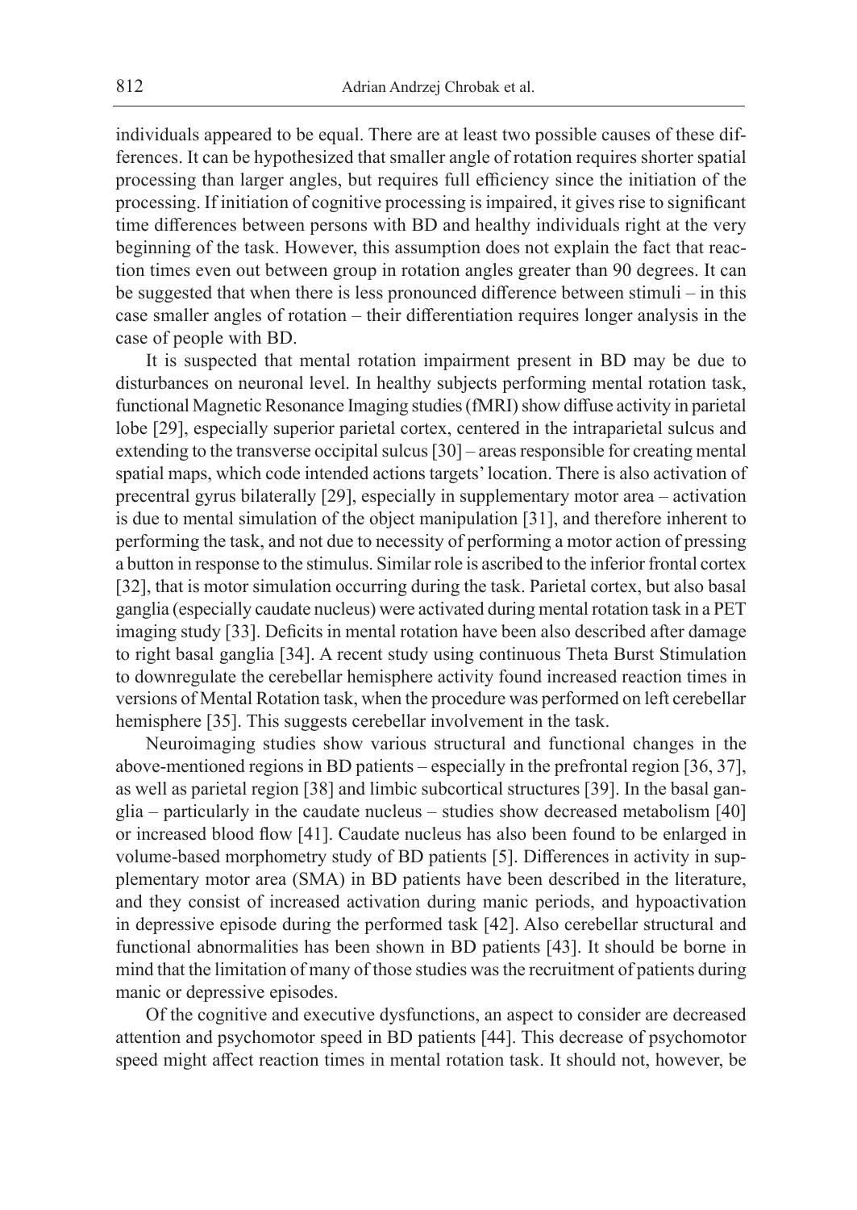individuals appeared to be equal. There are at least two possible causes of these differences. It can be hypothesized that smaller angle of rotation requires shorter spatial processing than larger angles, but requires full efficiency since the initiation of the processing. If initiation of cognitive processing is impaired, it gives rise to significant time differences between persons with BD and healthy individuals right at the very beginning of the task. However, this assumption does not explain the fact that reaction times even out between group in rotation angles greater than 90 degrees. It can be suggested that when there is less pronounced difference between stimuli – in this case smaller angles of rotation – their differentiation requires longer analysis in the case of people with BD.

It is suspected that mental rotation impairment present in BD may be due to disturbances on neuronal level. In healthy subjects performing mental rotation task, functional Magnetic Resonance Imaging studies (fMRI) show diffuse activity in parietal lobe [29], especially superior parietal cortex, centered in the intraparietal sulcus and extending to the transverse occipital sulcus [30] – areas responsible for creating mental spatial maps, which code intended actions targets' location. There is also activation of precentral gyrus bilaterally [29], especially in supplementary motor area – activation is due to mental simulation of the object manipulation [31], and therefore inherent to performing the task, and not due to necessity of performing a motor action of pressing a button in response to the stimulus. Similar role is ascribed to the inferior frontal cortex [32], that is motor simulation occurring during the task. Parietal cortex, but also basal ganglia (especially caudate nucleus) were activated during mental rotation task in a PET imaging study [33]. Deficits in mental rotation have been also described after damage to right basal ganglia [34]. A recent study using continuous Theta Burst Stimulation to downregulate the cerebellar hemisphere activity found increased reaction times in versions of Mental Rotation task, when the procedure was performed on left cerebellar hemisphere [35]. This suggests cerebellar involvement in the task.

Neuroimaging studies show various structural and functional changes in the above-mentioned regions in BD patients – especially in the prefrontal region [36, 37], as well as parietal region [38] and limbic subcortical structures [39]. In the basal ganglia – particularly in the caudate nucleus – studies show decreased metabolism [40] or increased blood flow [41]. Caudate nucleus has also been found to be enlarged in volume-based morphometry study of BD patients [5]. Differences in activity in supplementary motor area (SMA) in BD patients have been described in the literature, and they consist of increased activation during manic periods, and hypoactivation in depressive episode during the performed task [42]. Also cerebellar structural and functional abnormalities has been shown in BD patients [43]. It should be borne in mind that the limitation of many of those studies was the recruitment of patients during manic or depressive episodes.

Of the cognitive and executive dysfunctions, an aspect to consider are decreased attention and psychomotor speed in BD patients [44]. This decrease of psychomotor speed might affect reaction times in mental rotation task. It should not, however, be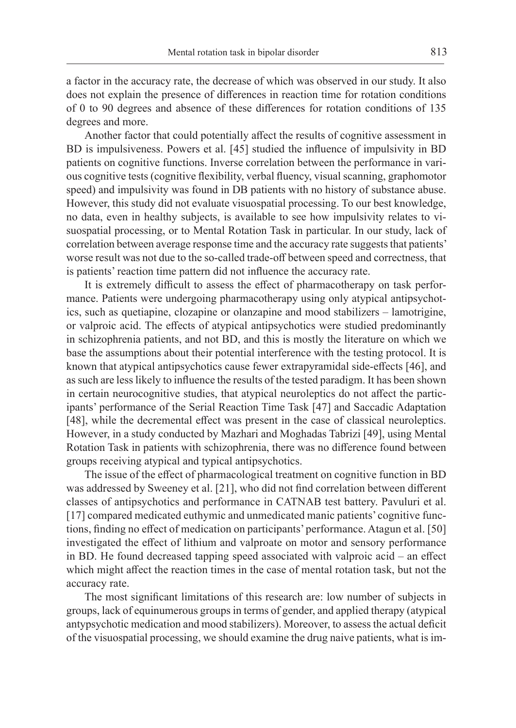a factor in the accuracy rate, the decrease of which was observed in our study. It also does not explain the presence of differences in reaction time for rotation conditions of 0 to 90 degrees and absence of these differences for rotation conditions of 135 degrees and more.

Another factor that could potentially affect the results of cognitive assessment in BD is impulsiveness. Powers et al. [45] studied the influence of impulsivity in BD patients on cognitive functions. Inverse correlation between the performance in various cognitive tests (cognitive flexibility, verbal fluency, visual scanning, graphomotor speed) and impulsivity was found in DB patients with no history of substance abuse. However, this study did not evaluate visuospatial processing. To our best knowledge, no data, even in healthy subjects, is available to see how impulsivity relates to visuospatial processing, or to Mental Rotation Task in particular. In our study, lack of correlation between average response time and the accuracy rate suggests that patients' worse result was not due to the so-called trade-off between speed and correctness, that is patients' reaction time pattern did not influence the accuracy rate.

It is extremely difficult to assess the effect of pharmacotherapy on task performance. Patients were undergoing pharmacotherapy using only atypical antipsychotics, such as quetiapine, clozapine or olanzapine and mood stabilizers – lamotrigine, or valproic acid. The effects of atypical antipsychotics were studied predominantly in schizophrenia patients, and not BD, and this is mostly the literature on which we base the assumptions about their potential interference with the testing protocol. It is known that atypical antipsychotics cause fewer extrapyramidal side-effects [46], and as such are less likely to influence the results of the tested paradigm. It has been shown in certain neurocognitive studies, that atypical neuroleptics do not affect the participants' performance of the Serial Reaction Time Task [47] and Saccadic Adaptation [48], while the decremental effect was present in the case of classical neuroleptics. However, in a study conducted by Mazhari and Moghadas Tabrizi [49], using Mental Rotation Task in patients with schizophrenia, there was no difference found between groups receiving atypical and typical antipsychotics.

The issue of the effect of pharmacological treatment on cognitive function in BD was addressed by Sweeney et al. [21], who did not find correlation between different classes of antipsychotics and performance in CATNAB test battery. Pavuluri et al. [17] compared medicated euthymic and unmedicated manic patients' cognitive functions, finding no effect of medication on participants' performance. Atagun et al. [50] investigated the effect of lithium and valproate on motor and sensory performance in BD. He found decreased tapping speed associated with valproic acid – an effect which might affect the reaction times in the case of mental rotation task, but not the accuracy rate.

The most significant limitations of this research are: low number of subjects in groups, lack of equinumerous groups in terms of gender, and applied therapy (atypical antypsychotic medication and mood stabilizers). Moreover, to assess the actual deficit of the visuospatial processing, we should examine the drug naive patients, what is im-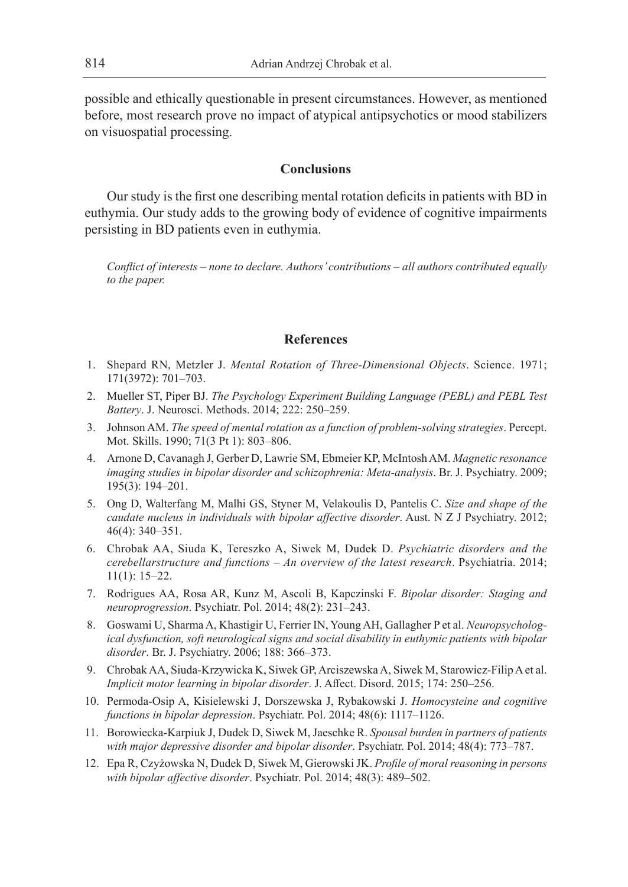possible and ethically questionable in present circumstances. However, as mentioned before, most research prove no impact of atypical antipsychotics or mood stabilizers on visuospatial processing.

## Conclusions

Our study is the first one describing mental rotation deficits in patients with BD in euthymia. Our study adds to the growing body of evidence of cognitive impairments persisting in BD patients even in euthymia.

*Conflict of interests – none to declare. Authors' contributions – all authors contributed equally to the paper.*

## References

1. Shepard RN, Metzler J. *Mental Rotation of Three-Dimensional Objects*. Science. 1971; 171(3972): 701–703.
2. Mueller ST, Piper BJ. *The Psychology Experiment Building Language (PEBL) and PEBL Test Battery*. J. Neurosci. Methods. 2014; 222: 250–259.
3. Johnson AM. *The speed of mental rotation as a function of problem-solving strategies*. Percept. Mot. Skills. 1990; 71(3 Pt 1): 803–806.
4. Arnone D, Cavanagh J, Gerber D, Lawrie SM, Ebmeier KP, McIntosh AM. *Magnetic resonance imaging studies in bipolar disorder and schizophrenia: Meta-analysis*. Br. J. Psychiatry. 2009; 195(3): 194–201.
5. Ong D, Walterfang M, Malhi GS, Styner M, Velakoulis D, Pantelis C. *Size and shape of the caudate nucleus in individuals with bipolar affective disorder*. Aust. N Z J Psychiatry. 2012; 46(4): 340–351.
6. Chrobak AA, Siuda K, Tereszko A, Siwek M, Dudek D. *Psychiatric disorders and the cerebellarstructure and functions – An overview of the latest research*. Psychiatria. 2014; 11(1): 15–22.
7. Rodrigues AA, Rosa AR, Kunz M, Ascoli B, Kapczinski F. *Bipolar disorder: Staging and neuroprogression*. Psychiatr. Pol. 2014; 48(2): 231–243.
8. Goswami U, Sharma A, Khastigir U, Ferrier IN, Young AH, Gallagher P et al. *Neuropsychological dysfunction, soft neurological signs and social disability in euthymic patients with bipolar disorder*. Br. J. Psychiatry. 2006; 188: 366–373.
9. Chrobak AA, Siuda-Krzywicka K, Siwek GP, Arciszewska A, Siwek M, Starowicz-Filip A et al. *Implicit motor learning in bipolar disorder*. J. Affect. Disord. 2015; 174: 250–256.
10. Permoda-Osip A, Kisielewski J, Dorszewska J, Rybakowski J. *Homocysteine and cognitive functions in bipolar depression*. Psychiatr. Pol. 2014; 48(6): 1117–1126.
11. Borowiecka-Karpiuk J, Dudek D, Siwek M, Jaeschke R. *Spousal burden in partners of patients with major depressive disorder and bipolar disorder*. Psychiatr. Pol. 2014; 48(4): 773–787.
12. Epa R, Czyżowska N, Dudek D, Siwek M, Gierowski JK. *Profile of moral reasoning in persons with bipolar affective disorder*. Psychiatr. Pol. 2014; 48(3): 489–502.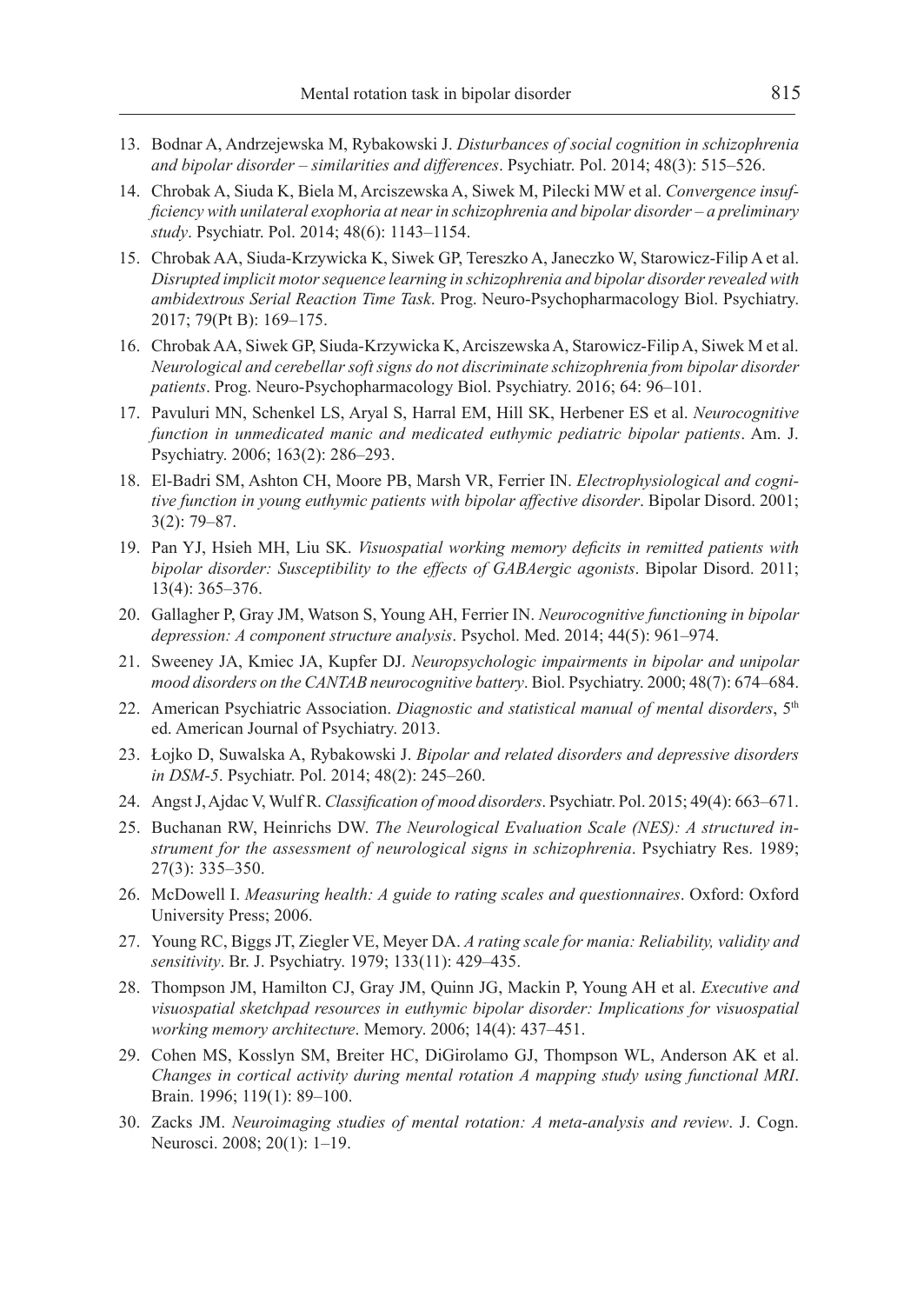13. Bodnar A, Andrzejewska M, Rybakowski J. *Disturbances of social cognition in schizophrenia and bipolar disorder – similarities and differences*. Psychiatr. Pol. 2014; 48(3): 515–526.
14. Chrobak A, Siuda K, Biela M, Arciszewska A, Siwek M, Pilecki MW et al. *Convergence insufficiency with unilateral exophoria at near in schizophrenia and bipolar disorder – a preliminary study*. Psychiatr. Pol. 2014; 48(6): 1143–1154.
15. Chrobak AA, Siuda-Krzywicka K, Siwek GP, Tereszko A, Janeczko W, Starowicz-Filip A et al. *Disrupted implicit motor sequence learning in schizophrenia and bipolar disorder revealed with ambidextrous Serial Reaction Time Task*. Prog. Neuro-Psychopharmacology Biol. Psychiatry. 2017; 79(Pt B): 169–175.
16. Chrobak AA, Siwek GP, Siuda-Krzywicka K, Arciszewska A, Starowicz-Filip A, Siwek M et al. *Neurological and cerebellar soft signs do not discriminate schizophrenia from bipolar disorder patients*. Prog. Neuro-Psychopharmacology Biol. Psychiatry. 2016; 64: 96–101.
17. Pavuluri MN, Schenkel LS, Aryal S, Harral EM, Hill SK, Herbener ES et al. *Neurocognitive function in unmedicated manic and medicated euthymic pediatric bipolar patients*. Am. J. Psychiatry. 2006; 163(2): 286–293.
18. El-Badri SM, Ashton CH, Moore PB, Marsh VR, Ferrier IN. *Electrophysiological and cognitive function in young euthymic patients with bipolar affective disorder*. Bipolar Disord. 2001; 3(2): 79–87.
19. Pan YJ, Hsieh MH, Liu SK. *Visuospatial working memory deficits in remitted patients with bipolar disorder: Susceptibility to the effects of GABAergic agonists*. Bipolar Disord. 2011; 13(4): 365–376.
20. Gallagher P, Gray JM, Watson S, Young AH, Ferrier IN. *Neurocognitive functioning in bipolar depression: A component structure analysis*. Psychol. Med. 2014; 44(5): 961–974.
21. Sweeney JA, Kmiec JA, Kupfer DJ. *Neuropsychologic impairments in bipolar and unipolar mood disorders on the CANTAB neurocognitive battery*. Biol. Psychiatry. 2000; 48(7): 674–684.
22. American Psychiatric Association. *Diagnostic and statistical manual of mental disorders*, 5th ed. American Journal of Psychiatry. 2013.
23. Łojko D, Suwalska A, Rybakowski J. *Bipolar and related disorders and depressive disorders in DSM-5*. Psychiatr. Pol. 2014; 48(2): 245–260.
24. Angst J, Ajdac V, Wulf R. *Classification of mood disorders*. Psychiatr. Pol. 2015; 49(4): 663–671.
25. Buchanan RW, Heinrichs DW. *The Neurological Evaluation Scale (NES): A structured instrument for the assessment of neurological signs in schizophrenia*. Psychiatry Res. 1989; 27(3): 335–350.
26. McDowell I. *Measuring health: A guide to rating scales and questionnaires*. Oxford: Oxford University Press; 2006.
27. Young RC, Biggs JT, Ziegler VE, Meyer DA. *A rating scale for mania: Reliability, validity and sensitivity*. Br. J. Psychiatry. 1979; 133(11): 429–435.
28. Thompson JM, Hamilton CJ, Gray JM, Quinn JG, Mackin P, Young AH et al. *Executive and visuospatial sketchpad resources in euthymic bipolar disorder: Implications for visuospatial working memory architecture*. Memory. 2006; 14(4): 437–451.
29. Cohen MS, Kosslyn SM, Breiter HC, DiGirolamo GJ, Thompson WL, Anderson AK et al. *Changes in cortical activity during mental rotation A mapping study using functional MRI*. Brain. 1996; 119(1): 89–100.
30. Zacks JM. *Neuroimaging studies of mental rotation: A meta-analysis and review*. J. Cogn. Neurosci. 2008; 20(1): 1–19.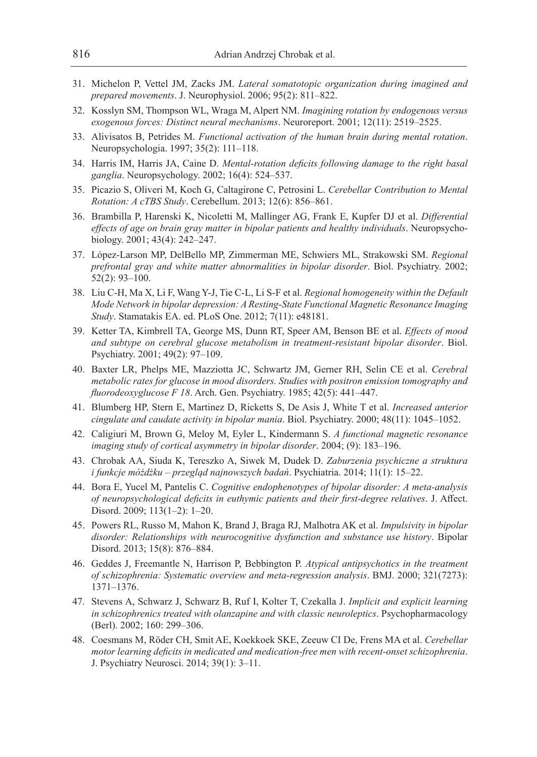31. Michelon P, Vettel JM, Zacks JM. *Lateral somatotopic organization during imagined and prepared movements*. J. Neurophysiol. 2006; 95(2): 811–822.
32. Kosslyn SM, Thompson WL, Wraga M, Alpert NM. *Imagining rotation by endogenous versus exogenous forces: Distinct neural mechanisms*. Neuroreport. 2001; 12(11): 2519–2525.
33. Alivisatos B, Petrides M. *Functional activation of the human brain during mental rotation*. Neuropsychologia. 1997; 35(2): 111–118.
34. Harris IM, Harris JA, Caine D. *Mental-rotation deficits following damage to the right basal ganglia*. Neuropsychology. 2002; 16(4): 524–537.
35. Picazio S, Oliveri M, Koch G, Caltagirone C, Petrosini L. *Cerebellar Contribution to Mental Rotation: A cTBS Study*. Cerebellum. 2013; 12(6): 856–861.
36. Brambilla P, Harenski K, Nicoletti M, Mallinger AG, Frank E, Kupfer DJ et al. *Differential effects of age on brain gray matter in bipolar patients and healthy individuals*. Neuropsychobiology. 2001; 43(4): 242–247.
37. López-Larson MP, DelBello MP, Zimmerman ME, Schwiers ML, Strakowski SM. *Regional prefrontal gray and white matter abnormalities in bipolar disorder*. Biol. Psychiatry. 2002; 52(2): 93–100.
38. Liu C-H, Ma X, Li F, Wang Y-J, Tie C-L, Li S-F et al. *Regional homogeneity within the Default Mode Network in bipolar depression: A Resting-State Functional Magnetic Resonance Imaging Study*. Stamatakis EA. ed. PLoS One. 2012; 7(11): e48181.
39. Ketter TA, Kimbrell TA, George MS, Dunn RT, Speer AM, Benson BE et al. *Effects of mood and subtype on cerebral glucose metabolism in treatment-resistant bipolar disorder*. Biol. Psychiatry. 2001; 49(2): 97–109.
40. Baxter LR, Phelps ME, Mazziotta JC, Schwartz JM, Gerner RH, Selin CE et al. *Cerebral metabolic rates for glucose in mood disorders. Studies with positron emission tomography and fluorodeoxyglucose F 18*. Arch. Gen. Psychiatry. 1985; 42(5): 441–447.
41. Blumberg HP, Stern E, Martinez D, Ricketts S, De Asis J, White T et al. *Increased anterior cingulate and caudate activity in bipolar mania*. Biol. Psychiatry. 2000; 48(11): 1045–1052.
42. Caligiuri M, Brown G, Meloy M, Eyler L, Kindermann S. *A functional magnetic resonance imaging study of cortical asymmetry in bipolar disorder*. 2004; (9): 183–196.
43. Chrobak AA, Siuda K, Tereszko A, Siwek M, Dudek D. *Zaburzenia psychiczne a struktura i funkcje móżdżku – przegląd najnowszych badań*. Psychiatria. 2014; 11(1): 15–22.
44. Bora E, Yucel M, Pantelis C. *Cognitive endophenotypes of bipolar disorder: A meta-analysis of neuropsychological deficits in euthymic patients and their first-degree relatives*. J. Affect. Disord. 2009; 113(1–2): 1–20.
45. Powers RL, Russo M, Mahon K, Brand J, Braga RJ, Malhotra AK et al. *Impulsivity in bipolar disorder: Relationships with neurocognitive dysfunction and substance use history*. Bipolar Disord. 2013; 15(8): 876–884.
46. Geddes J, Freemantle N, Harrison P, Bebbington P. *Atypical antipsychotics in the treatment of schizophrenia: Systematic overview and meta-regression analysis*. BMJ. 2000; 321(7273): 1371–1376.
47. Stevens A, Schwarz J, Schwarz B, Ruf I, Kolter T, Czekalla J. *Implicit and explicit learning in schizophrenics treated with olanzapine and with classic neuroleptics*. Psychopharmacology (Berl). 2002; 160: 299–306.
48. Coesmans M, Röder CH, Smit AE, Koekkoek SKE, Zeeuw CI De, Frens MA et al. *Cerebellar motor learning deficits in medicated and medication-free men with recent-onset schizophrenia*. J. Psychiatry Neurosci. 2014; 39(1): 3–11.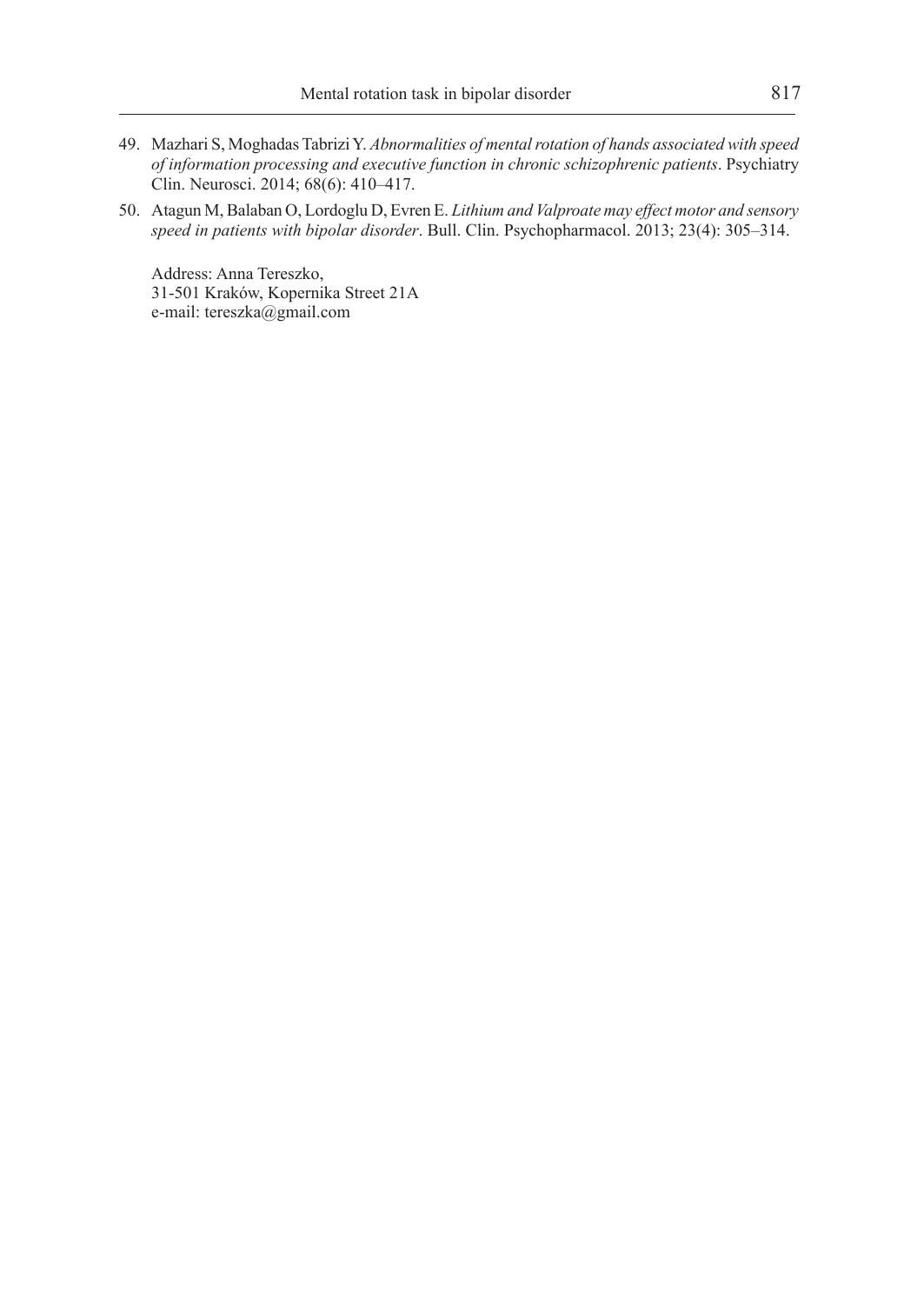49. Mazhari S, Moghadas Tabrizi Y. *Abnormalities of mental rotation of hands associated with speed of information processing and executive function in chronic schizophrenic patients*. Psychiatry Clin. Neurosci. 2014; 68(6): 410–417.
50. Atagun M, Balaban O, Lordoglu D, Evren E. *Lithium and Valproate may effect motor and sensory speed in patients with bipolar disorder*. Bull. Clin. Psychopharmacol. 2013; 23(4): 305–314.

Address: Anna Tereszko,
31-501 Kraków, Kopernika Street 21A
e-mail: tereszka@gmail.com